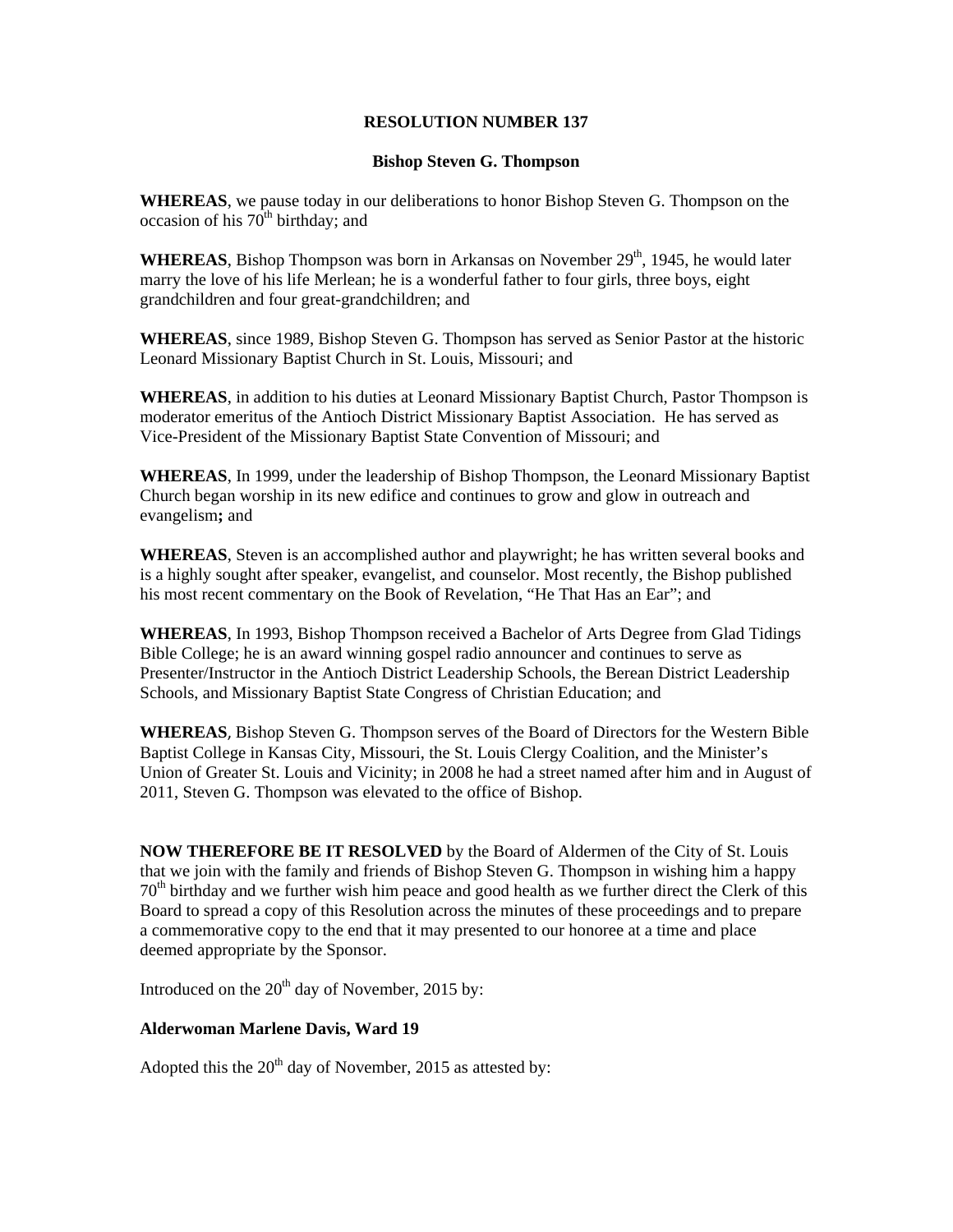**RESOLUTION NUMBER 137**

**Bishop Steven G. Thompson**

**WHEREAS**, we pause today in our deliberations to honor Bishop Steven G. Thompson on the occasion of his 70th birthday; and

**WHEREAS**, Bishop Thompson was born in Arkansas on November 29th, 1945, he would later marry the love of his life Merlean; he is a wonderful father to four girls, three boys, eight grandchildren and four great-grandchildren; and

**WHEREAS**, since 1989, Bishop Steven G. Thompson has served as Senior Pastor at the historic Leonard Missionary Baptist Church in St. Louis, Missouri; and

**WHEREAS**, in addition to his duties at Leonard Missionary Baptist Church, Pastor Thompson is moderator emeritus of the Antioch District Missionary Baptist Association. He has served as Vice-President of the Missionary Baptist State Convention of Missouri; and

**WHEREAS**, In 1999, under the leadership of Bishop Thompson, the Leonard Missionary Baptist Church began worship in its new edifice and continues to grow and glow in outreach and evangelism**;** and

**WHEREAS**, Steven is an accomplished author and playwright; he has written several books and is a highly sought after speaker, evangelist, and counselor. Most recently, the Bishop published his most recent commentary on the Book of Revelation, "He That Has an Ear"; and

**WHEREAS**, In 1993, Bishop Thompson received a Bachelor of Arts Degree from Glad Tidings Bible College; he is an award winning gospel radio announcer and continues to serve as Presenter/Instructor in the Antioch District Leadership Schools, the Berean District Leadership Schools, and Missionary Baptist State Congress of Christian Education; and

**WHEREAS**, Bishop Steven G. Thompson serves of the Board of Directors for the Western Bible Baptist College in Kansas City, Missouri, the St. Louis Clergy Coalition, and the Minister's Union of Greater St. Louis and Vicinity; in 2008 he had a street named after him and in August of 2011, Steven G. Thompson was elevated to the office of Bishop.

**NOW THEREFORE BE IT RESOLVED** by the Board of Aldermen of the City of St. Louis that we join with the family and friends of Bishop Steven G. Thompson in wishing him a happy 70th birthday and we further wish him peace and good health as we further direct the Clerk of this Board to spread a copy of this Resolution across the minutes of these proceedings and to prepare a commemorative copy to the end that it may presented to our honoree at a time and place deemed appropriate by the Sponsor.

Introduced on the 20th day of November, 2015 by:

**Alderwoman Marlene Davis, Ward 19**

Adopted this the 20th day of November, 2015 as attested by: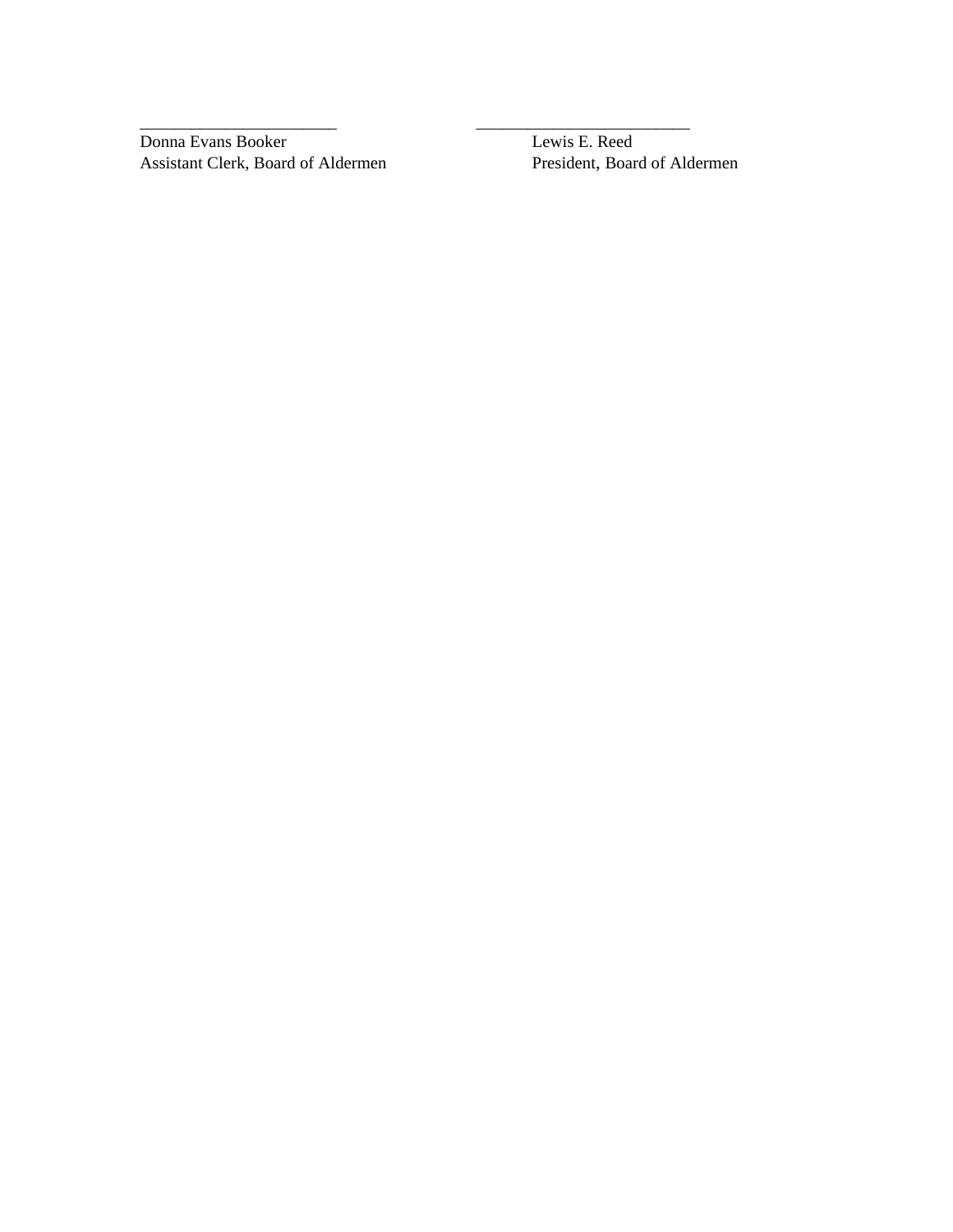_______________________ _________________________

Donna Evans Booker  
Assistant Clerk, Board of Aldermen

Lewis E. Reed  
President, Board of Aldermen